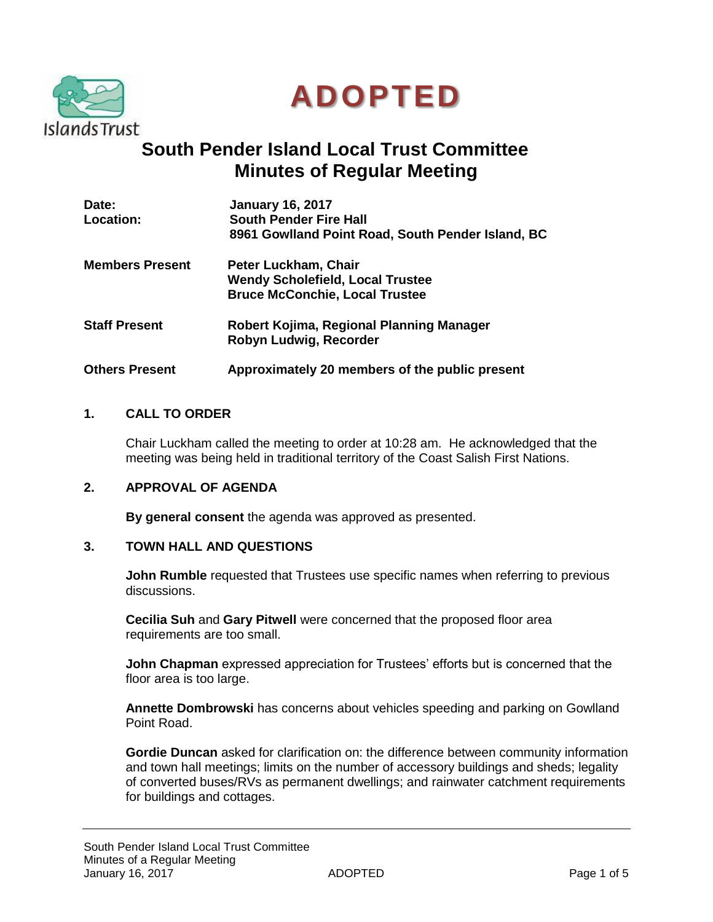**ADOPTED**

# South Pender Island Local Trust Committee
# Minutes of Regular Meeting

| | |
|---|---|
| **Date:** | **January 16, 2017** |
| **Location:** | **South Pender Fire Hall** |
| | **8961 Gowlland Point Road, South Pender Island, BC** |
| **Members Present** | **Peter Luckham, Chair** |
| | **Wendy Scholefield, Local Trustee** |
| | **Bruce McConchie, Local Trustee** |
| **Staff Present** | **Robert Kojima, Regional Planning Manager** |
| | **Robyn Ludwig, Recorder** |
| **Others Present** | **Approximately 20 members of the public present** |

## 1. CALL TO ORDER

Chair Luckham called the meeting to order at 10:28 am. He acknowledged that the meeting was being held in traditional territory of the Coast Salish First Nations.

## 2. APPROVAL OF AGENDA

**By general consent** the agenda was approved as presented.

## 3. TOWN HALL AND QUESTIONS

**John Rumble** requested that Trustees use specific names when referring to previous discussions.

**Cecilia Suh** and **Gary Pitwell** were concerned that the proposed floor area requirements are too small.

**John Chapman** expressed appreciation for Trustees' efforts but is concerned that the floor area is too large.

**Annette Dombrowski** has concerns about vehicles speeding and parking on Gowlland Point Road.

**Gordie Duncan** asked for clarification on: the difference between community information and town hall meetings; limits on the number of accessory buildings and sheds; legality of converted buses/RVs as permanent dwellings; and rainwater catchment requirements for buildings and cottages.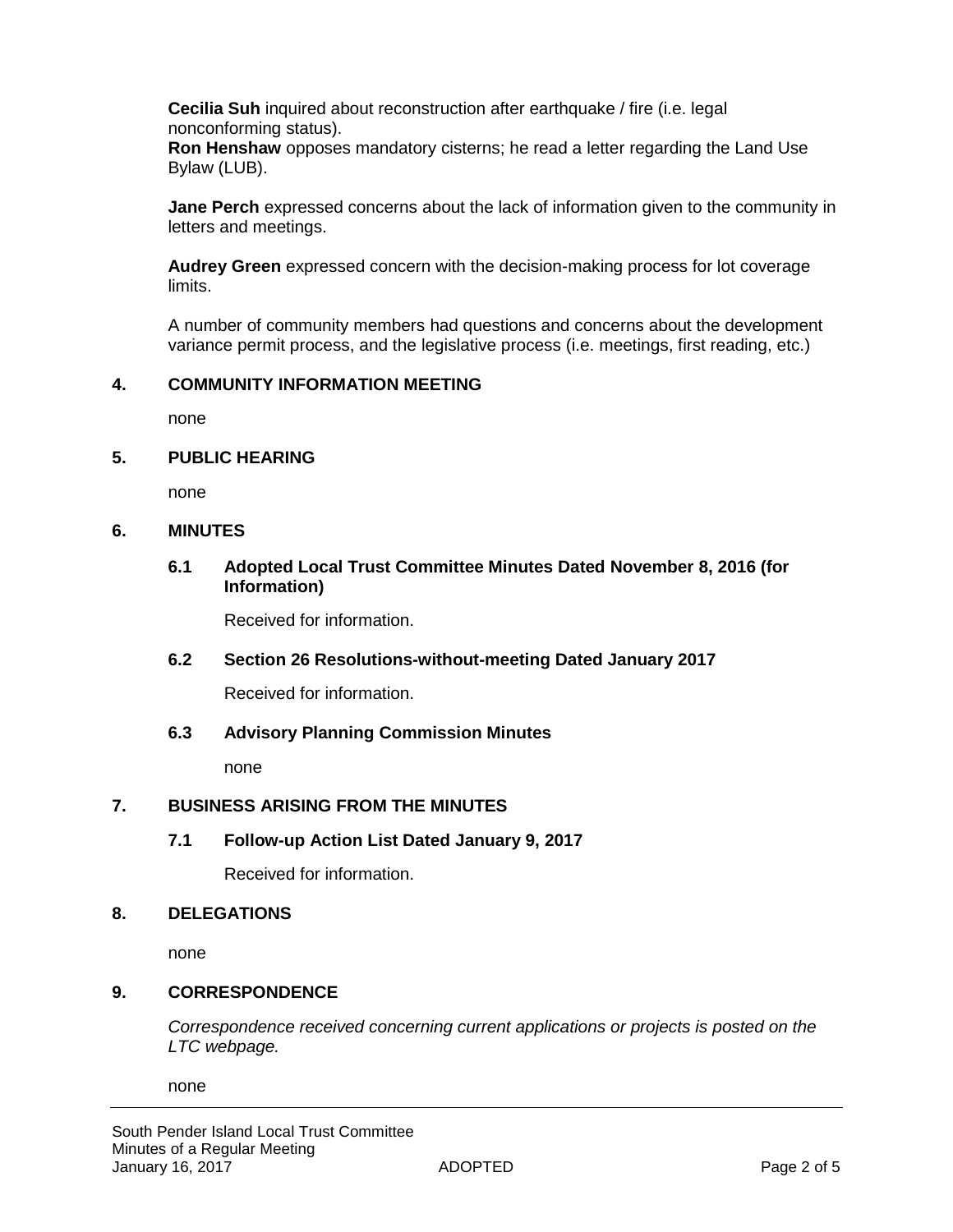**Cecilia Suh** inquired about reconstruction after earthquake / fire (i.e. legal nonconforming status).
**Ron Henshaw** opposes mandatory cisterns; he read a letter regarding the Land Use Bylaw (LUB).

**Jane Perch** expressed concerns about the lack of information given to the community in letters and meetings.

**Audrey Green** expressed concern with the decision-making process for lot coverage limits.

A number of community members had questions and concerns about the development variance permit process, and the legislative process (i.e. meetings, first reading, etc.)

## 4. COMMUNITY INFORMATION MEETING

none

## 5. PUBLIC HEARING

none

## 6. MINUTES

### 6.1 Adopted Local Trust Committee Minutes Dated November 8, 2016 (for Information)

Received for information.

### 6.2 Section 26 Resolutions-without-meeting Dated January 2017

Received for information.

### 6.3 Advisory Planning Commission Minutes

none

## 7. BUSINESS ARISING FROM THE MINUTES

### 7.1 Follow-up Action List Dated January 9, 2017

Received for information.

## 8. DELEGATIONS

none

## 9. CORRESPONDENCE

*Correspondence received concerning current applications or projects is posted on the LTC webpage.*

none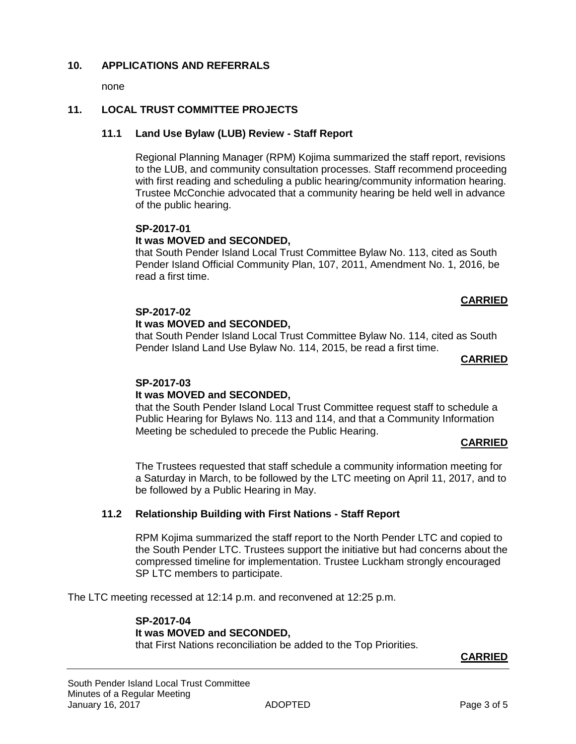## 10. APPLICATIONS AND REFERRALS

none

## 11. LOCAL TRUST COMMITTEE PROJECTS

### 11.1 Land Use Bylaw (LUB) Review - Staff Report

Regional Planning Manager (RPM) Kojima summarized the staff report, revisions to the LUB, and community consultation processes. Staff recommend proceeding with first reading and scheduling a public hearing/community information hearing. Trustee McConchie advocated that a community hearing be held well in advance of the public hearing.

**SP-2017-01**
**It was MOVED and SECONDED,**
that South Pender Island Local Trust Committee Bylaw No. 113, cited as South Pender Island Official Community Plan, 107, 2011, Amendment No. 1, 2016, be read a first time.

**CARRIED**

**SP-2017-02**
**It was MOVED and SECONDED,**
that South Pender Island Local Trust Committee Bylaw No. 114, cited as South Pender Island Land Use Bylaw No. 114, 2015, be read a first time.

**CARRIED**

**SP-2017-03**
**It was MOVED and SECONDED,**
that the South Pender Island Local Trust Committee request staff to schedule a Public Hearing for Bylaws No. 113 and 114, and that a Community Information Meeting be scheduled to precede the Public Hearing.

**CARRIED**

The Trustees requested that staff schedule a community information meeting for a Saturday in March, to be followed by the LTC meeting on April 11, 2017, and to be followed by a Public Hearing in May.

### 11.2 Relationship Building with First Nations - Staff Report

RPM Kojima summarized the staff report to the North Pender LTC and copied to the South Pender LTC. Trustees support the initiative but had concerns about the compressed timeline for implementation. Trustee Luckham strongly encouraged SP LTC members to participate.

The LTC meeting recessed at 12:14 p.m. and reconvened at 12:25 p.m.

**SP-2017-04**
**It was MOVED and SECONDED,**
that First Nations reconciliation be added to the Top Priorities.

**CARRIED**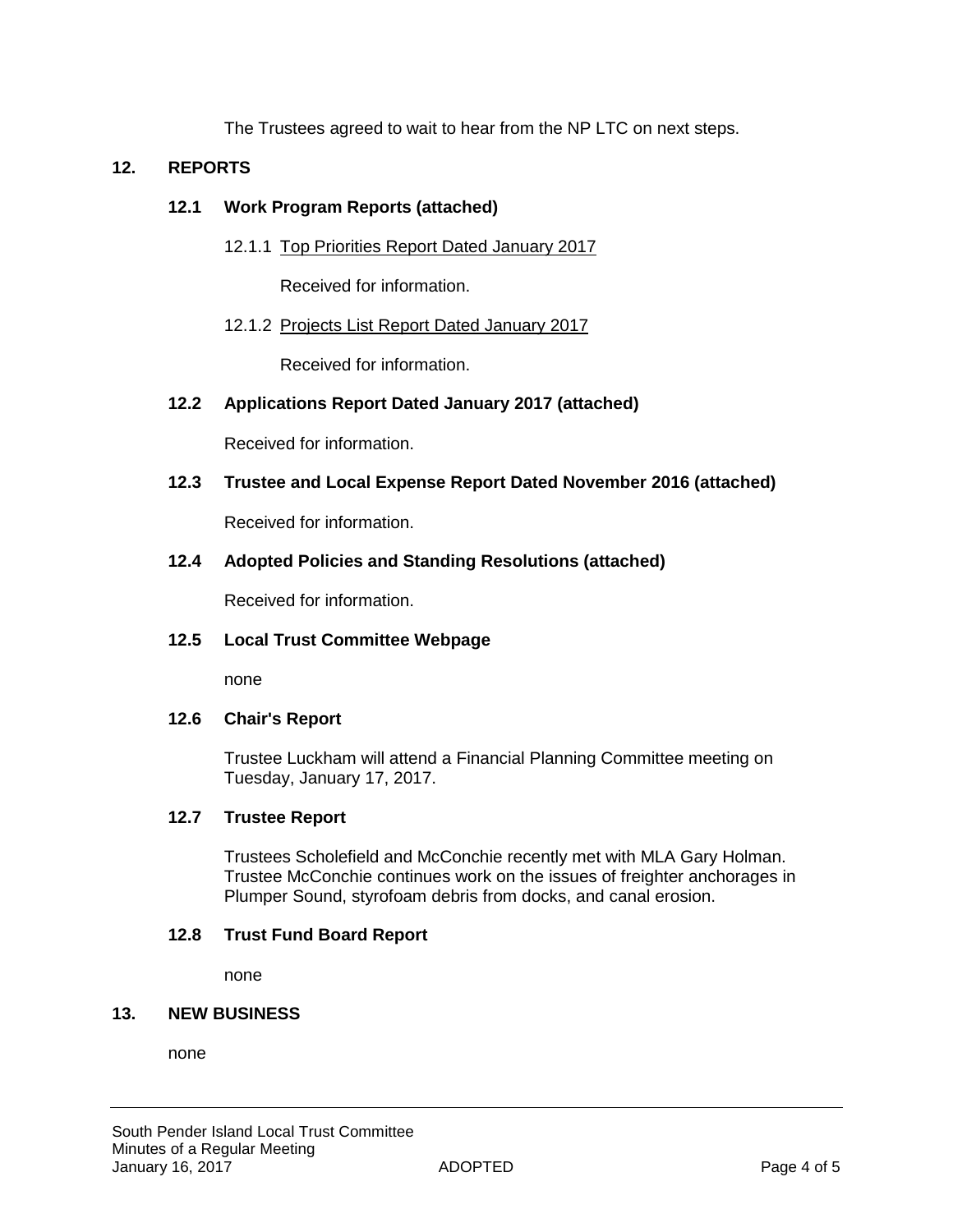The Trustees agreed to wait to hear from the NP LTC on next steps.

## 12. REPORTS

### 12.1 Work Program Reports (attached)

12.1.1 Top Priorities Report Dated January 2017

Received for information.

12.1.2 Projects List Report Dated January 2017

Received for information.

### 12.2 Applications Report Dated January 2017 (attached)

Received for information.

### 12.3 Trustee and Local Expense Report Dated November 2016 (attached)

Received for information.

### 12.4 Adopted Policies and Standing Resolutions (attached)

Received for information.

### 12.5 Local Trust Committee Webpage

none

### 12.6 Chair's Report

Trustee Luckham will attend a Financial Planning Committee meeting on Tuesday, January 17, 2017.

### 12.7 Trustee Report

Trustees Scholefield and McConchie recently met with MLA Gary Holman. Trustee McConchie continues work on the issues of freighter anchorages in Plumper Sound, styrofoam debris from docks, and canal erosion.

### 12.8 Trust Fund Board Report

none

## 13. NEW BUSINESS

none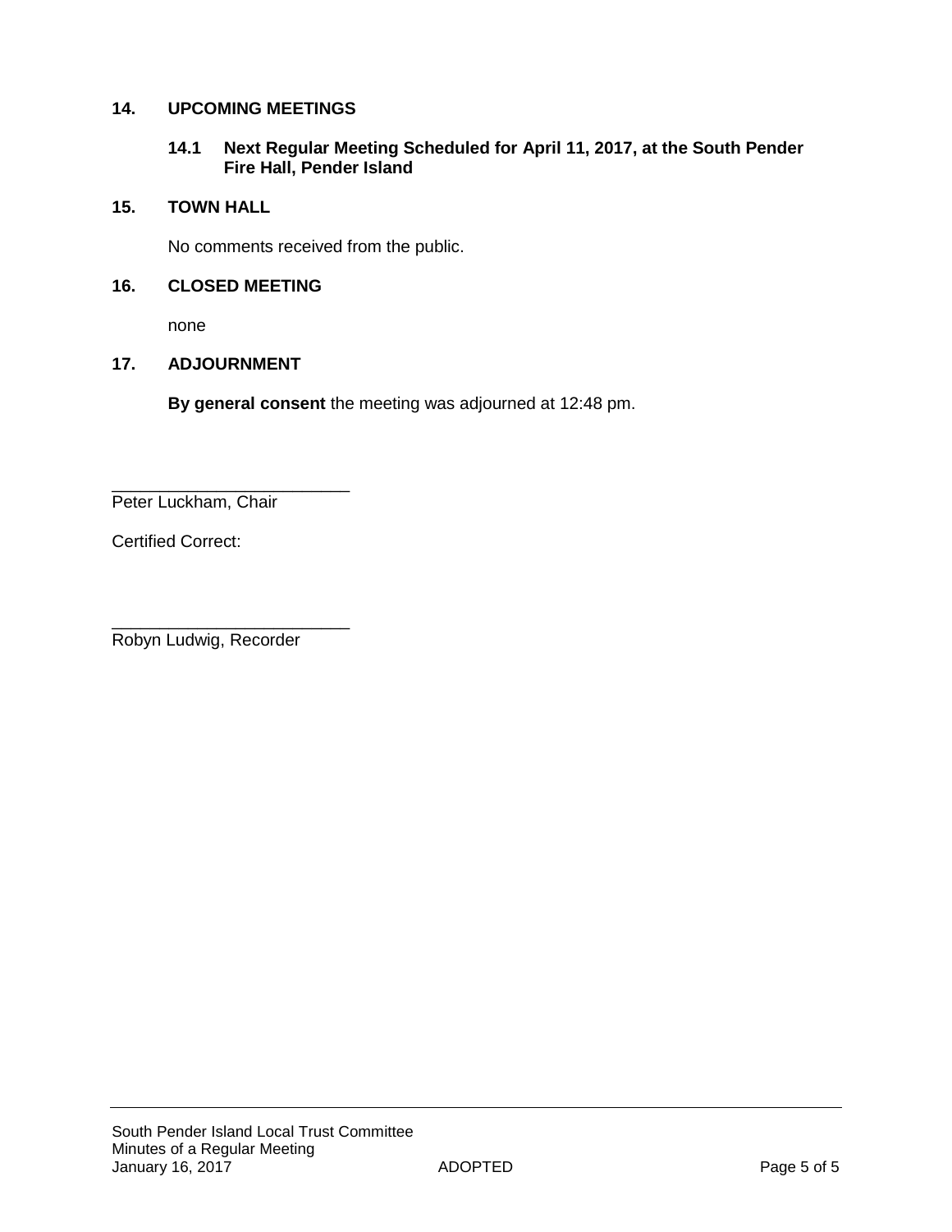## 14. UPCOMING MEETINGS

### 14.1 Next Regular Meeting Scheduled for April 11, 2017, at the South Pender Fire Hall, Pender Island

## 15. TOWN HALL

No comments received from the public.

## 16. CLOSED MEETING

none

## 17. ADJOURNMENT

**By general consent** the meeting was adjourned at 12:48 pm.

\_\_\_\_\_\_\_\_\_\_\_\_\_\_\_\_\_\_\_\_\_\_\_\_\_\_
Peter Luckham, Chair

Certified Correct:

\_\_\_\_\_\_\_\_\_\_\_\_\_\_\_\_\_\_\_\_\_\_\_\_\_\_
Robyn Ludwig, Recorder